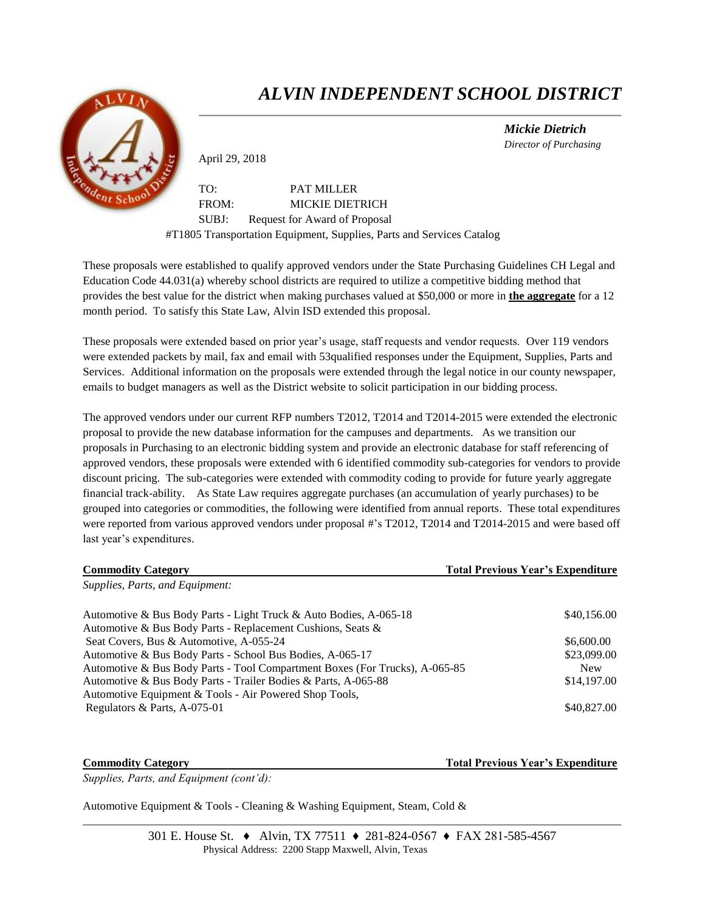# *ALVIN INDEPENDENT SCHOOL DISTRICT*

***Mickie Dietrich***
*Director of Purchasing*

April 29, 2018

TO: PAT MILLER
FROM: MICKIE DIETRICH
SUBJ: Request for Award of Proposal
#T1805 Transportation Equipment, Supplies, Parts and Services Catalog

These proposals were established to qualify approved vendors under the State Purchasing Guidelines CH Legal and Education Code 44.031(a) whereby school districts are required to utilize a competitive bidding method that provides the best value for the district when making purchases valued at $50,000 or more in **the aggregate** for a 12 month period. To satisfy this State Law, Alvin ISD extended this proposal.

These proposals were extended based on prior year's usage, staff requests and vendor requests. Over 119 vendors were extended packets by mail, fax and email with 53qualified responses under the Equipment, Supplies, Parts and Services. Additional information on the proposals were extended through the legal notice in our county newspaper, emails to budget managers as well as the District website to solicit participation in our bidding process.

The approved vendors under our current RFP numbers T2012, T2014 and T2014-2015 were extended the electronic proposal to provide the new database information for the campuses and departments. As we transition our proposals in Purchasing to an electronic bidding system and provide an electronic database for staff referencing of approved vendors, these proposals were extended with 6 identified commodity sub-categories for vendors to provide discount pricing. The sub-categories were extended with commodity coding to provide for future yearly aggregate financial track-ability. As State Law requires aggregate purchases (an accumulation of yearly purchases) to be grouped into categories or commodities, the following were identified from annual reports. These total expenditures were reported from various approved vendors under proposal #'s T2012, T2014 and T2014-2015 and were based off last year's expenditures.

| **Commodity Category** | **Total Previous Year's Expenditure** |
|---|---|
| *Supplies, Parts, and Equipment:* | |
| Automotive & Bus Body Parts - Light Truck & Auto Bodies, A-065-18 | $40,156.00 |
| Automotive & Bus Body Parts - Replacement Cushions, Seats & Seat Covers, Bus & Automotive, A-055-24 | $6,600.00 |
| Automotive & Bus Body Parts - School Bus Bodies, A-065-17 | $23,099.00 |
| Automotive & Bus Body Parts - Tool Compartment Boxes (For Trucks), A-065-85 | New |
| Automotive & Bus Body Parts - Trailer Bodies & Parts, A-065-88 | $14,197.00 |
| Automotive Equipment & Tools - Air Powered Shop Tools, Regulators & Parts, A-075-01 | $40,827.00 |

| **Commodity Category** | **Total Previous Year's Expenditure** |
|---|---|
| *Supplies, Parts, and Equipment (cont'd):* | |
| Automotive Equipment & Tools - Cleaning & Washing Equipment, Steam, Cold & | |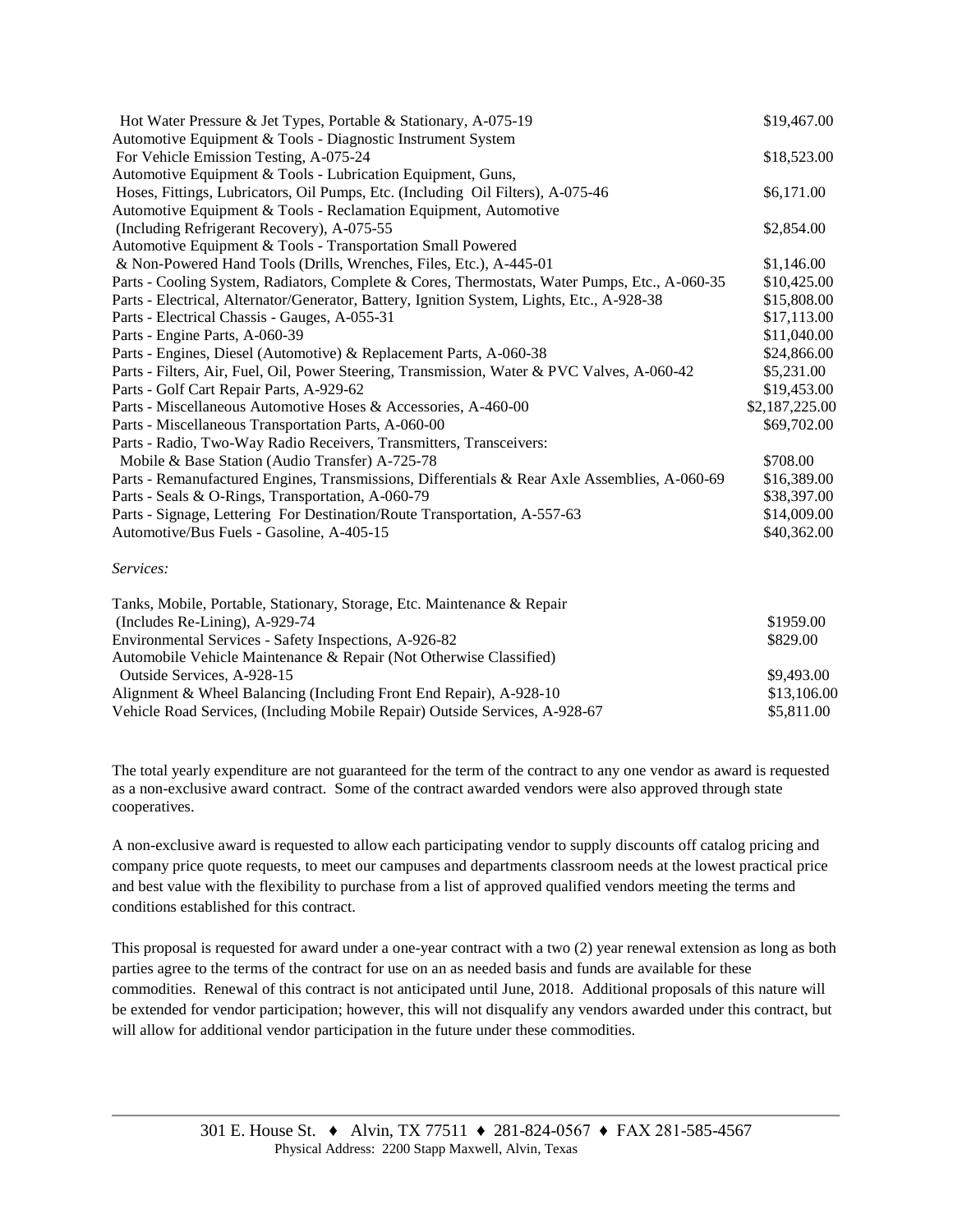| | |
|---|---|
| Hot Water Pressure & Jet Types, Portable & Stationary, A-075-19 | $19,467.00 |
| Automotive Equipment & Tools - Diagnostic Instrument System For Vehicle Emission Testing, A-075-24 | $18,523.00 |
| Automotive Equipment & Tools - Lubrication Equipment, Guns, Hoses, Fittings, Lubricators, Oil Pumps, Etc. (Including Oil Filters), A-075-46 | $6,171.00 |
| Automotive Equipment & Tools - Reclamation Equipment, Automotive (Including Refrigerant Recovery), A-075-55 | $2,854.00 |
| Automotive Equipment & Tools - Transportation Small Powered & Non-Powered Hand Tools (Drills, Wrenches, Files, Etc.), A-445-01 | $1,146.00 |
| Parts - Cooling System, Radiators, Complete & Cores, Thermostats, Water Pumps, Etc., A-060-35 | $10,425.00 |
| Parts - Electrical, Alternator/Generator, Battery, Ignition System, Lights, Etc., A-928-38 | $15,808.00 |
| Parts - Electrical Chassis - Gauges, A-055-31 | $17,113.00 |
| Parts - Engine Parts, A-060-39 | $11,040.00 |
| Parts - Engines, Diesel (Automotive) & Replacement Parts, A-060-38 | $24,866.00 |
| Parts - Filters, Air, Fuel, Oil, Power Steering, Transmission, Water & PVC Valves, A-060-42 | $5,231.00 |
| Parts - Golf Cart Repair Parts, A-929-62 | $19,453.00 |
| Parts - Miscellaneous Automotive Hoses & Accessories, A-460-00 | $2,187,225.00 |
| Parts - Miscellaneous Transportation Parts, A-060-00 | $69,702.00 |
| Parts - Radio, Two-Way Radio Receivers, Transmitters, Transceivers: Mobile & Base Station (Audio Transfer) A-725-78 | $708.00 |
| Parts - Remanufactured Engines, Transmissions, Differentials & Rear Axle Assemblies, A-060-69 | $16,389.00 |
| Parts - Seals & O-Rings, Transportation, A-060-79 | $38,397.00 |
| Parts - Signage, Lettering For Destination/Route Transportation, A-557-63 | $14,009.00 |
| Automotive/Bus Fuels - Gasoline, A-405-15 | $40,362.00 |

*Services:*

| | |
|---|---|
| Tanks, Mobile, Portable, Stationary, Storage, Etc. Maintenance & Repair (Includes Re-Lining), A-929-74 | $1959.00 |
| Environmental Services - Safety Inspections, A-926-82 | $829.00 |
| Automobile Vehicle Maintenance & Repair (Not Otherwise Classified) Outside Services, A-928-15 | $9,493.00 |
| Alignment & Wheel Balancing (Including Front End Repair), A-928-10 | $13,106.00 |
| Vehicle Road Services, (Including Mobile Repair) Outside Services, A-928-67 | $5,811.00 |

The total yearly expenditure are not guaranteed for the term of the contract to any one vendor as award is requested as a non-exclusive award contract. Some of the contract awarded vendors were also approved through state cooperatives.

A non-exclusive award is requested to allow each participating vendor to supply discounts off catalog pricing and company price quote requests, to meet our campuses and departments classroom needs at the lowest practical price and best value with the flexibility to purchase from a list of approved qualified vendors meeting the terms and conditions established for this contract.

This proposal is requested for award under a one-year contract with a two (2) year renewal extension as long as both parties agree to the terms of the contract for use on an as needed basis and funds are available for these commodities. Renewal of this contract is not anticipated until June, 2018. Additional proposals of this nature will be extended for vendor participation; however, this will not disqualify any vendors awarded under this contract, but will allow for additional vendor participation in the future under these commodities.

301 E. House St. ♦ Alvin, TX 77511 ♦ 281-824-0567 ♦ FAX 281-585-4567
Physical Address: 2200 Stapp Maxwell, Alvin, Texas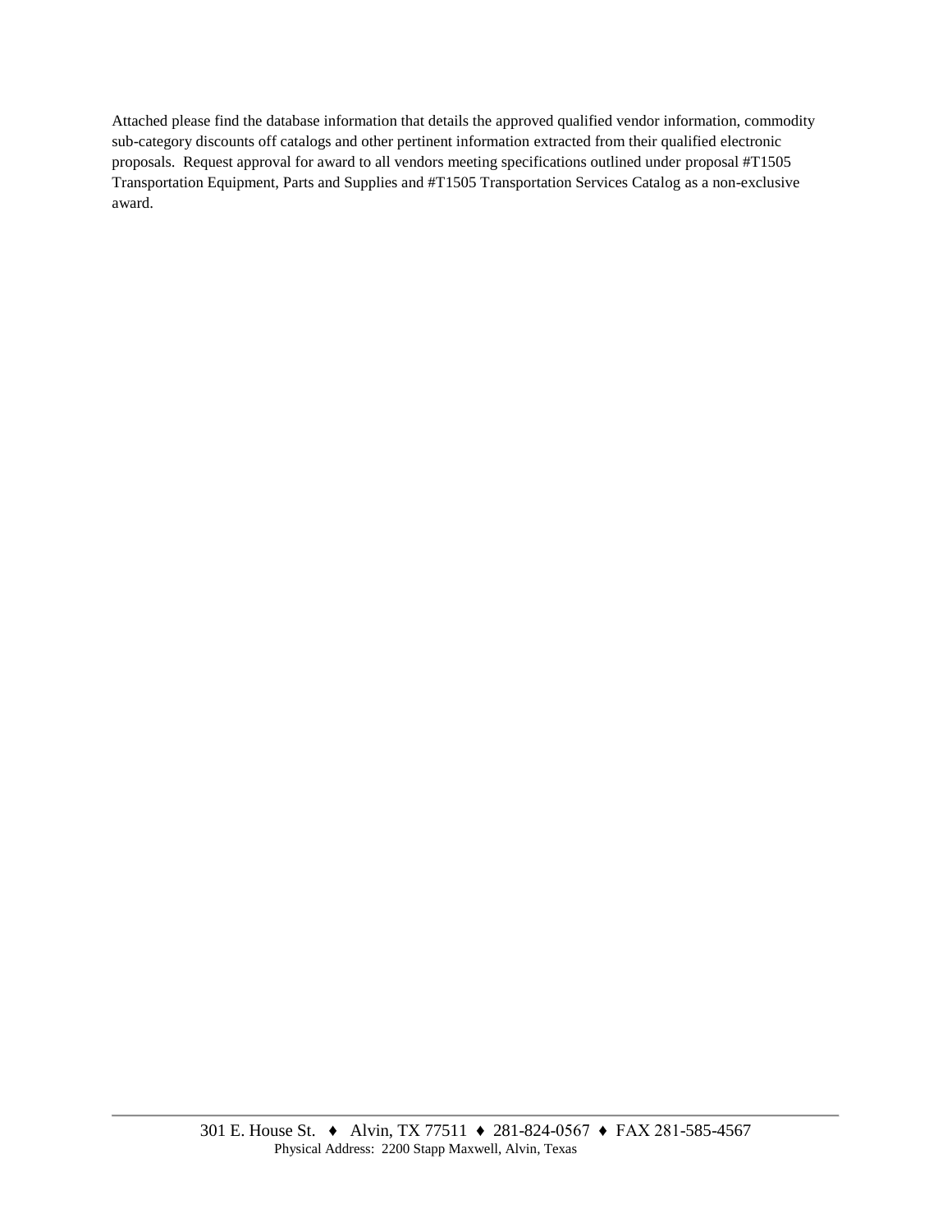Attached please find the database information that details the approved qualified vendor information, commodity sub-category discounts off catalogs and other pertinent information extracted from their qualified electronic proposals. Request approval for award to all vendors meeting specifications outlined under proposal #T1505 Transportation Equipment, Parts and Supplies and #T1505 Transportation Services Catalog as a non-exclusive award.